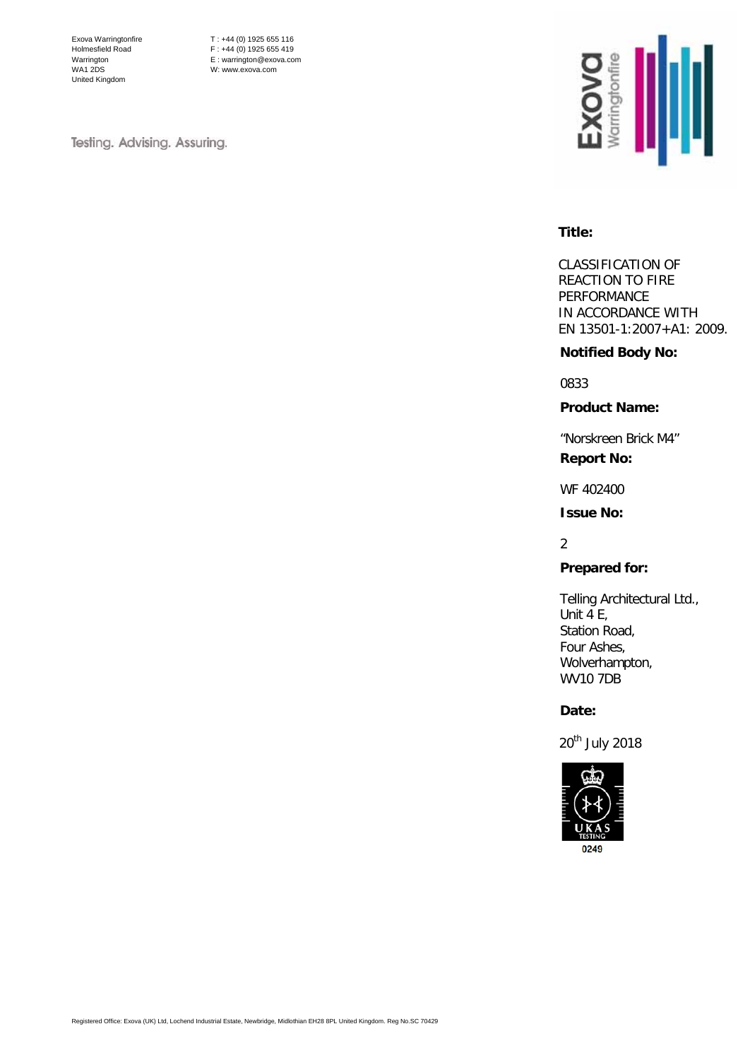Exova Warringtonfire
Holmesfield Road
Warrington
WA1 2DS
United Kingdom

T : +44 (0) 1925 655 116
F : +44 (0) 1925 655 419
E : warrington@exova.com
W: www.exova.com

Testing. Advising. Assuring.

**Title:**

CLASSIFICATION OF REACTION TO FIRE PERFORMANCE IN ACCORDANCE WITH EN 13501-1:2007+A1: 2009.

**Notified Body No:**

0833

**Product Name:**

"Norskreen Brick M4"

**Report No:**

WF 402400

**Issue No:**

2

**Prepared for:**

Telling Architectural Ltd.,
Unit 4 E,
Station Road,
Four Ashes,
Wolverhampton,
WV10 7DB

**Date:**

20th July 2018

UKAS TESTING 0249

Registered Office: Exova (UK) Ltd, Lochend Industrial Estate, Newbridge, Midlothian EH28 8PL United Kingdom. Reg No.SC 70429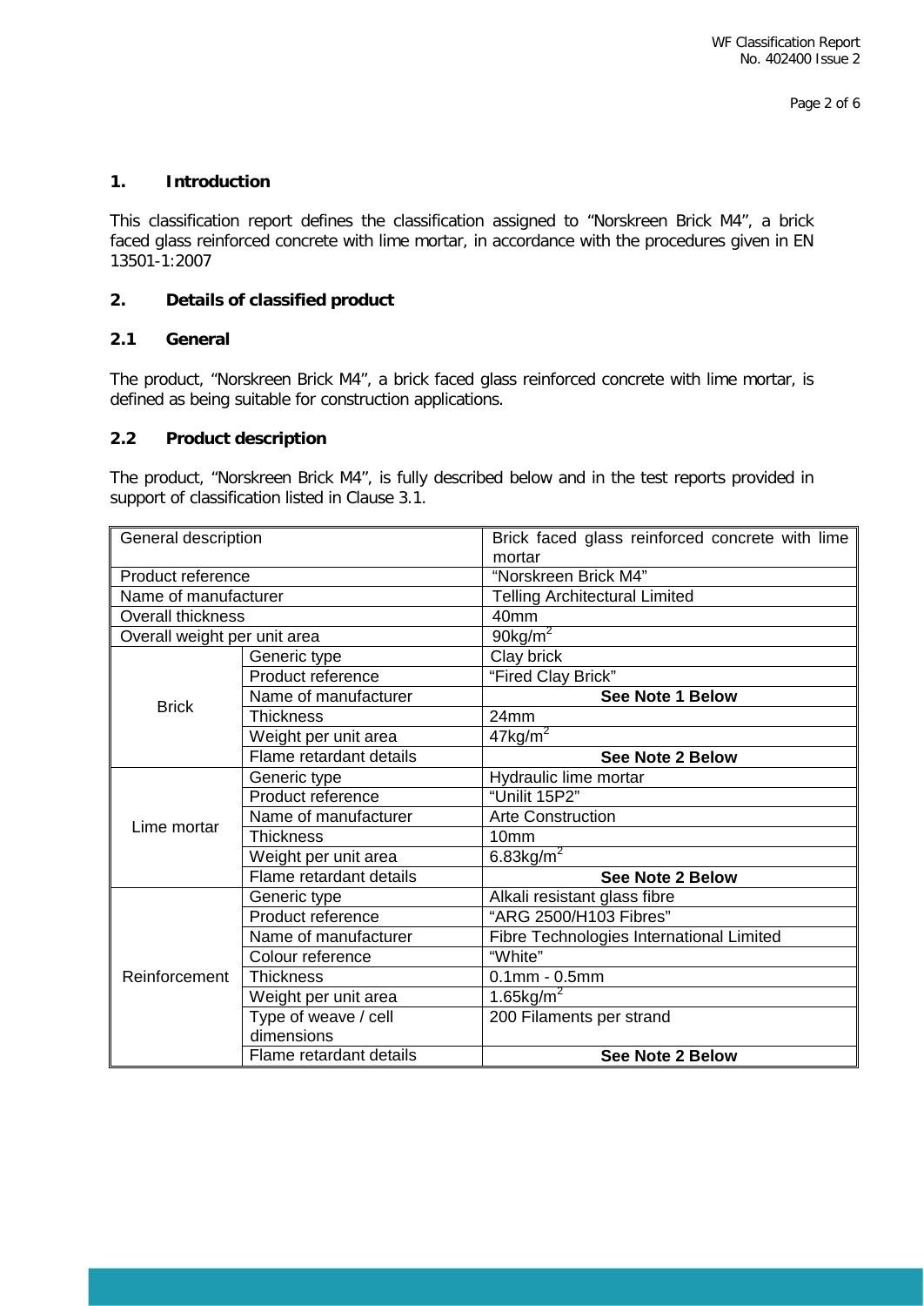## 1. Introduction

This classification report defines the classification assigned to "Norskreen Brick M4", a brick faced glass reinforced concrete with lime mortar, in accordance with the procedures given in EN 13501-1:2007

## 2. Details of classified product

### 2.1 General

The product, "Norskreen Brick M4", a brick faced glass reinforced concrete with lime mortar, is defined as being suitable for construction applications.

### 2.2 Product description

The product, "Norskreen Brick M4", is fully described below and in the test reports provided in support of classification listed in Clause 3.1.

| General description | | Brick faced glass reinforced concrete with lime mortar |
|---|---|---|
| Product reference | | "Norskreen Brick M4" |
| Name of manufacturer | | Telling Architectural Limited |
| Overall thickness | | 40mm |
| Overall weight per unit area | | 90kg/m$^2$ |
| Brick | Generic type | Clay brick |
| | Product reference | "Fired Clay Brick" |
| | Name of manufacturer | **See Note 1 Below** |
| | Thickness | 24mm |
| | Weight per unit area | 47kg/m$^2$ |
| | Flame retardant details | **See Note 2 Below** |
| Lime mortar | Generic type | Hydraulic lime mortar |
| | Product reference | "Unilit 15P2" |
| | Name of manufacturer | Arte Construction |
| | Thickness | 10mm |
| | Weight per unit area | 6.83kg/m$^2$ |
| | Flame retardant details | **See Note 2 Below** |
| Reinforcement | Generic type | Alkali resistant glass fibre |
| | Product reference | "ARG 2500/H103 Fibres" |
| | Name of manufacturer | Fibre Technologies International Limited |
| | Colour reference | "White" |
| | Thickness | 0.1mm - 0.5mm |
| | Weight per unit area | 1.65kg/m$^2$ |
| | Type of weave / cell dimensions | 200 Filaments per strand |
| | Flame retardant details | **See Note 2 Below** |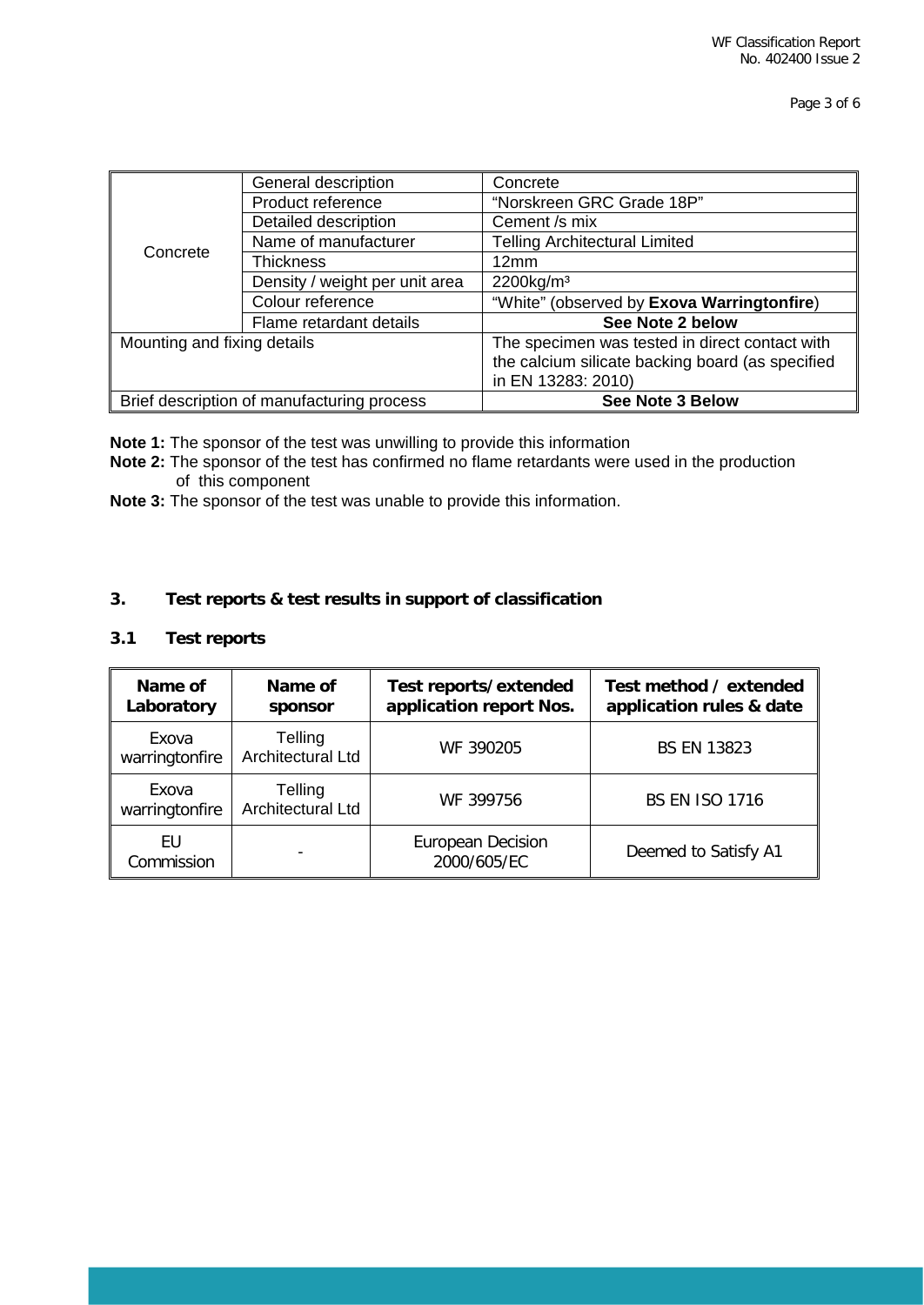| | | |
|---|---|---|
| Concrete | General description | Concrete |
| | Product reference | "Norskreen GRC Grade 18P" |
| | Detailed description | Cement /s mix |
| | Name of manufacturer | Telling Architectural Limited |
| | Thickness | 12mm |
| | Density / weight per unit area | 2200kg/m³ |
| | Colour reference | "White" (observed by **Exova Warringtonfire**) |
| | Flame retardant details | **See Note 2 below** |
| Mounting and fixing details | | The specimen was tested in direct contact with the calcium silicate backing board (as specified in EN 13283: 2010) |
| Brief description of manufacturing process | | **See Note 3 Below** |

**Note 1:** The sponsor of the test was unwilling to provide this information

**Note 2:** The sponsor of the test has confirmed no flame retardants were used in the production of this component

**Note 3:** The sponsor of the test was unable to provide this information.

## 3. Test reports & test results in support of classification

### 3.1 Test reports

| Name of Laboratory | Name of sponsor | Test reports/extended application report Nos. | Test method / extended application rules & date |
|---|---|---|---|
| Exova warringtonfire | Telling Architectural Ltd | WF 390205 | BS EN 13823 |
| Exova warringtonfire | Telling Architectural Ltd | WF 399756 | BS EN ISO 1716 |
| EU Commission | - | European Decision 2000/605/EC | Deemed to Satisfy A1 |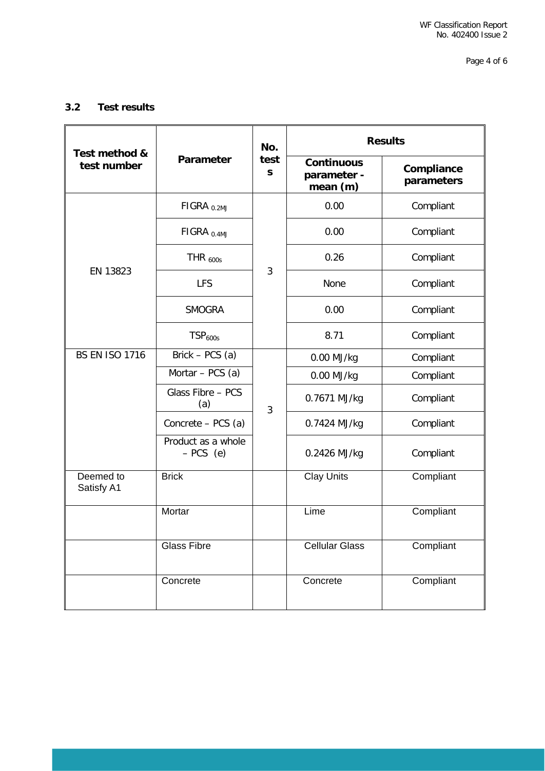### 3.2 Test results

| Test method & test number | Parameter | No. tests | Results | |
|---|---|---|---|---|
| | | | Continuous parameter - mean (m) | Compliance parameters |
| EN 13823 | FIGRA $_{0.2MJ}$ | 3 | 0.00 | Compliant |
| | FIGRA $_{0.4MJ}$ | | 0.00 | Compliant |
| | THR $_{600s}$ | | 0.26 | Compliant |
| | LFS | | None | Compliant |
| | SMOGRA | | 0.00 | Compliant |
| | $TSP_{600s}$ | | 8.71 | Compliant |
| BS EN ISO 1716 | Brick – PCS (a) | 3 | 0.00 MJ/kg | Compliant |
| | Mortar – PCS (a) | | 0.00 MJ/kg | Compliant |
| | Glass Fibre – PCS (a) | | 0.7671 MJ/kg | Compliant |
| | Concrete – PCS (a) | | 0.7424 MJ/kg | Compliant |
| | Product as a whole – PCS (e) | | 0.2426 MJ/kg | Compliant |
| Deemed to Satisfy A1 | Brick | | Clay Units | Compliant |
| | Mortar | | Lime | Compliant |
| | Glass Fibre | | Cellular Glass | Compliant |
| | Concrete | | Concrete | Compliant |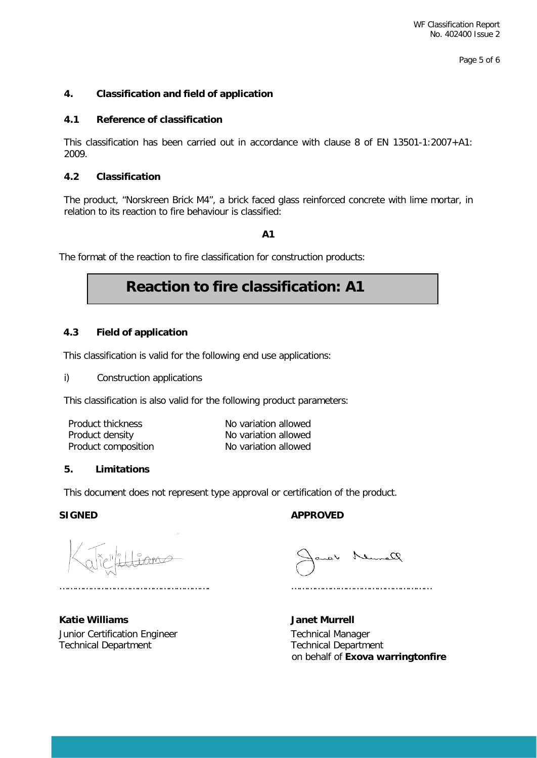## 4. Classification and field of application

### 4.1 Reference of classification

This classification has been carried out in accordance with clause 8 of EN 13501-1:2007+A1: 2009.

### 4.2 Classification

The product, "Norskreen Brick M4", a brick faced glass reinforced concrete with lime mortar, in relation to its reaction to fire behaviour is classified:

**A1**

The format of the reaction to fire classification for construction products:

| **Reaction to fire classification: A1** |
|---|

### 4.3 Field of application

This classification is valid for the following end use applications:

i) Construction applications

This classification is also valid for the following product parameters:

| | |
|---|---|
| Product thickness | No variation allowed |
| Product density | No variation allowed |
| Product composition | No variation allowed |

## 5. Limitations

This document does not represent type approval or certification of the product.

| **SIGNED** | **APPROVED** |
|---|---|
| ……………………………………………… | ……………………………………………… |
| **Katie Williams** | **Janet Murrell** |
| Junior Certification Engineer | Technical Manager |
| Technical Department | Technical Department |
| | on behalf of **Exova warringtonfire** |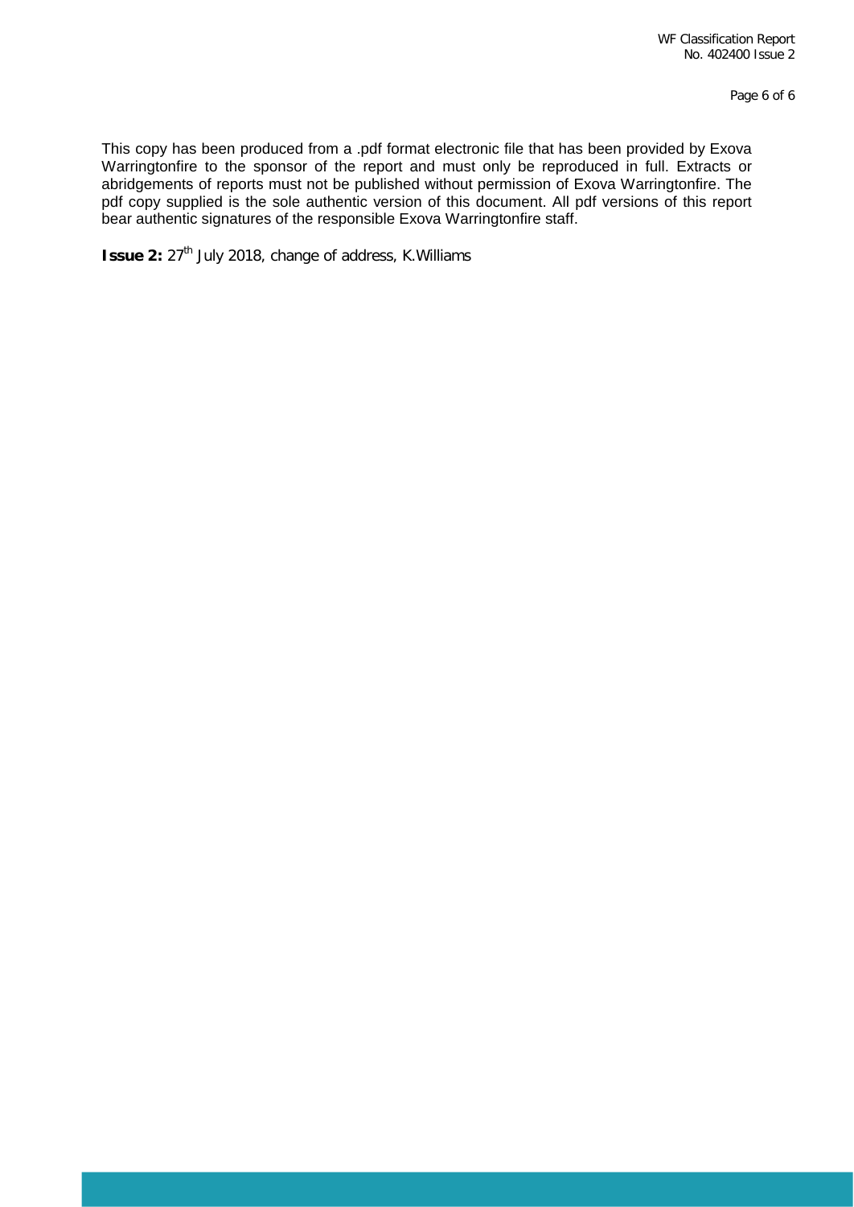This copy has been produced from a .pdf format electronic file that has been provided by Exova Warringtonfire to the sponsor of the report and must only be reproduced in full. Extracts or abridgements of reports must not be published without permission of Exova Warringtonfire. The pdf copy supplied is the sole authentic version of this document. All pdf versions of this report bear authentic signatures of the responsible Exova Warringtonfire staff.

**Issue 2:** 27th July 2018, change of address, K.Williams